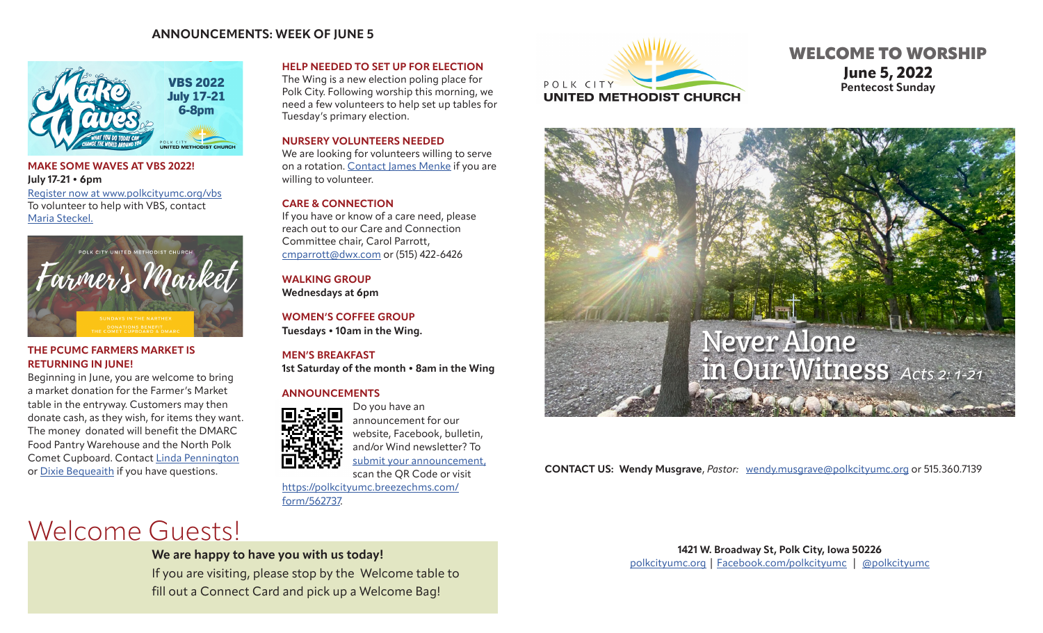## ANNOUNCEMENTS: WEEK OF JUNE 5

### MAKE SOME WAVES AT VBS 2022!

**July 17-21 • 6pm**

Register now at www.polkcityumc.org/vbs

To volunteer to help with VBS, contact Maria Steckel.

### THE PCUMC FARMERS MARKET IS RETURNING IN JUNE!

Beginning in June, you are welcome to bring a market donation for the Farmer's Market table in the entryway. Customers may then donate cash, as they wish, for items they want. The money donated will benefit the DMARC Food Pantry Warehouse and the North Polk Comet Cupboard. Contact Linda Pennington or Dixie Bequeaith if you have questions.

### HELP NEEDED TO SET UP FOR ELECTION

The Wing is a new election poling place for Polk City. Following worship this morning, we need a few volunteers to help set up tables for Tuesday's primary election.

### NURSERY VOLUNTEERS NEEDED

We are looking for volunteers willing to serve on a rotation. Contact James Menke if you are willing to volunteer.

### CARE & CONNECTION

If you have or know of a care need, please reach out to our Care and Connection Committee chair, Carol Parrott, cmparrott@dwx.com or (515) 422-6426

### WALKING GROUP

**Wednesdays at 6pm**

### WOMEN'S COFFEE GROUP

**Tuesdays • 10am in the Wing.**

### MEN'S BREAKFAST

**1st Saturday of the month • 8am in the Wing**

### ANNOUNCEMENTS

Do you have an announcement for our website, Facebook, bulletin, and/or Wind newsletter? To submit your announcement, scan the QR Code or visit https://polkcityumc.breezechms.com/form/562737.

# Welcome Guests!

**We are happy to have you with us today!**

If you are visiting, please stop by the Welcome table to fill out a Connect Card and pick up a Welcome Bag!

POLK CITY
UNITED METHODIST CHURCH

## WELCOME TO WORSHIP

**June 5, 2022**

**Pentecost Sunday**

Never Alone in Our Witness *Acts 2: 1-21*

**CONTACT US: Wendy Musgrave**, *Pastor:* wendy.musgrave@polkcityumc.org or 515.360.7139

**1421 W. Broadway St, Polk City, Iowa 50226**

polkcityumc.org | Facebook.com/polkcityumc | @polkcityumc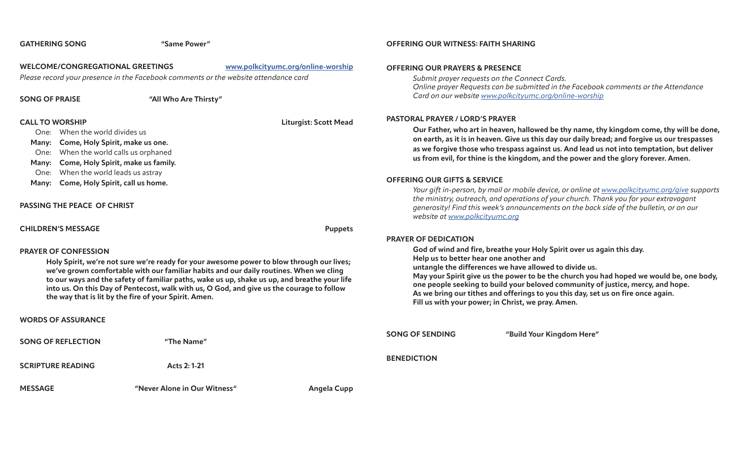**GATHERING SONG** "Same Power"

**WELCOME/CONGREGATIONAL GREETINGS** www.polkcityumc.org/online-worship

*Please record your presence in the Facebook comments or the website attendance card*

**SONG OF PRAISE** **"All Who Are Thirsty"**

**CALL TO WORSHIP** **Liturgist: Scott Mead**

One: When the world divides us
**Many: Come, Holy Spirit, make us one.**
One: When the world calls us orphaned
**Many: Come, Holy Spirit, make us family.**
One: When the world leads us astray
**Many: Come, Holy Spirit, call us home.**

**PASSING THE PEACE OF CHRIST**

**CHILDREN'S MESSAGE** **Puppets**

**PRAYER OF CONFESSION**

**Holy Spirit, we're not sure we're ready for your awesome power to blow through our lives; we've grown comfortable with our familiar habits and our daily routines. When we cling to our ways and the safety of familiar paths, wake us up, shake us up, and breathe your life into us. On this Day of Pentecost, walk with us, O God, and give us the courage to follow the way that is lit by the fire of your Spirit. Amen.**

**WORDS OF ASSURANCE**

**SONG OF REFLECTION** **"The Name"**

**SCRIPTURE READING** **Acts 2: 1-21**

**MESSAGE** **"Never Alone in Our Witness"** **Angela Cupp**

**OFFERING OUR WITNESS: FAITH SHARING**

**OFFERING OUR PRAYERS & PRESENCE**

*Submit prayer requests on the Connect Cards.*
*Online prayer Requests can be submitted in the Facebook comments or the Attendance Card on our website www.polkcityumc.org/online-worship*

**PASTORAL PRAYER / LORD'S PRAYER**

**Our Father, who art in heaven, hallowed be thy name, thy kingdom come, thy will be done, on earth, as it is in heaven. Give us this day our daily bread; and forgive us our trespasses as we forgive those who trespass against us. And lead us not into temptation, but deliver us from evil, for thine is the kingdom, and the power and the glory forever. Amen.**

**OFFERING OUR GIFTS & SERVICE**

*Your gift in-person, by mail or mobile device, or online at www.polkcityumc.org/give supports the ministry, outreach, and operations of your church. Thank you for your extravagant generosity! Find this week's announcements on the back side of the bulletin, or on our website at www.polkcityumc.org*

**PRAYER OF DEDICATION**

**God of wind and fire, breathe your Holy Spirit over us again this day.**
**Help us to better hear one another and**
**untangle the differences we have allowed to divide us.**
**May your Spirit give us the power to be the church you had hoped we would be, one body, one people seeking to build your beloved community of justice, mercy, and hope.**
**As we bring our tithes and offerings to you this day, set us on fire once again.**
**Fill us with your power; in Christ, we pray. Amen.**

**SONG OF SENDING** **"Build Your Kingdom Here"**

**BENEDICTION**